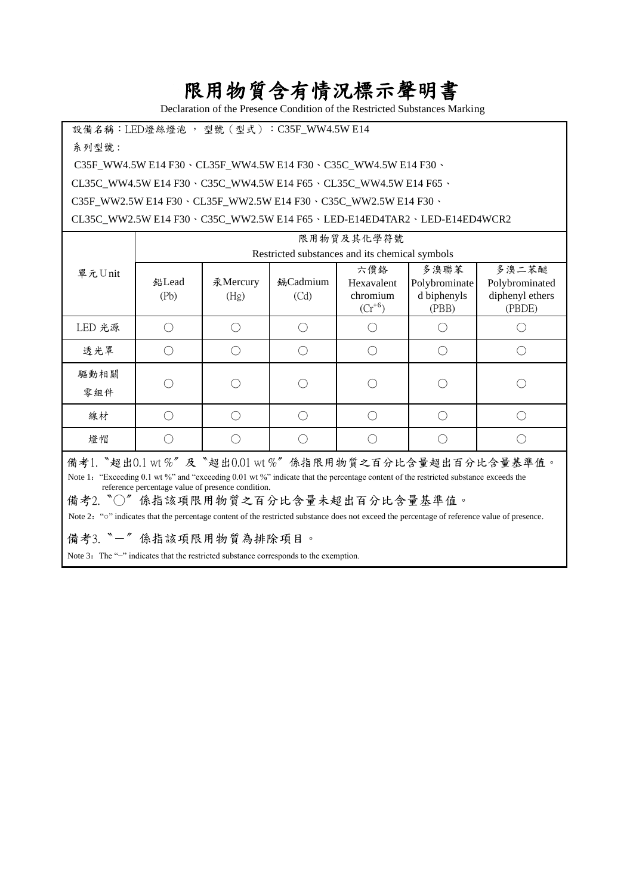# 限用物質含有情況標示聲明書

Declaration of the Presence Condition of the Restricted Substances Marking

設備名稱：LED燈絲燈泡 ， 型號（型式）：C35F_WW4.5W E14

系列型號：

C35F_WW4.5W E14 F30、CL35F_WW4.5W E14 F30、C35C_WW4.5W E14 F30、
CL35C_WW4.5W E14 F30、C35C_WW4.5W E14 F65、CL35C_WW4.5W E14 F65、
C35F_WW2.5W E14 F30、CL35F_WW2.5W E14 F30、C35C_WW2.5W E14 F30、
CL35C_WW2.5W E14 F30、C35C_WW2.5W E14 F65、LED-E14ED4TAR2、LED-E14ED4WCR2

| 單元Unit | 限用物質及其化學符號 Restricted substances and its chemical symbols | | | | | |
|---|---|---|---|---|---|---|
| | 鉛Lead (Pb) | 汞Mercury (Hg) | 鎘Cadmium (Cd) | 六價鉻 Hexavalent chromium ($Cr^{+6}$) | 多溴聯苯 Polybrominated biphenyls (PBB) | 多溴二苯醚 Polybrominated diphenyl ethers (PBDE) |
| LED 光源 | ○ | ○ | ○ | ○ | ○ | ○ |
| 透光罩 | ○ | ○ | ○ | ○ | ○ | ○ |
| 驅動相關零組件 | ○ | ○ | ○ | ○ | ○ | ○ |
| 線材 | ○ | ○ | ○ | ○ | ○ | ○ |
| 燈帽 | ○ | ○ | ○ | ○ | ○ | ○ |

備考1.〝超出0.1 wt %〞及〝超出0.01 wt %〞係指限用物質之百分比含量超出百分比含量基準值。

Note 1："Exceeding 0.1 wt %" and "exceeding 0.01 wt %" indicate that the percentage content of the restricted substance exceeds the reference percentage value of presence condition.

備考2.〝○〞係指該項限用物質之百分比含量未超出百分比含量基準值。

Note 2："○" indicates that the percentage content of the restricted substance does not exceed the percentage of reference value of presence.

備考3.〝－〞係指該項限用物質為排除項目。

Note 3：The "−" indicates that the restricted substance corresponds to the exemption.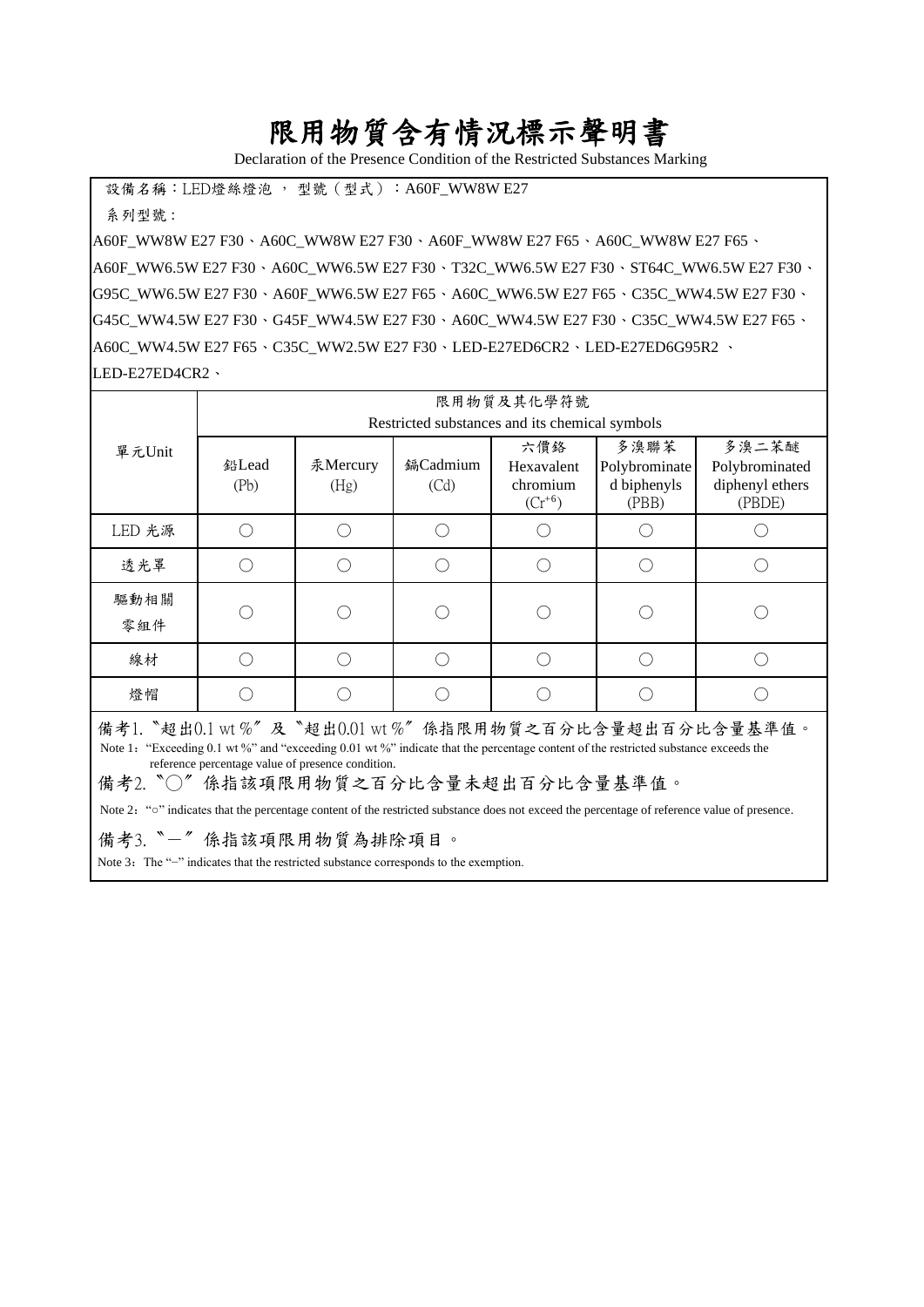# 限用物質含有情況標示聲明書

Declaration of the Presence Condition of the Restricted Substances Marking

設備名稱：LED燈絲燈泡 ， 型號（型式）：A60F_WW8W E27

系列型號：

A60F_WW8W E27 F30、A60C_WW8W E27 F30、A60F_WW8W E27 F65、A60C_WW8W E27 F65、A60F_WW6.5W E27 F30、A60C_WW6.5W E27 F30、T32C_WW6.5W E27 F30、ST64C_WW6.5W E27 F30、G95C_WW6.5W E27 F30、A60F_WW6.5W E27 F65、A60C_WW6.5W E27 F65、C35C_WW4.5W E27 F30、G45C_WW4.5W E27 F30、G45F_WW4.5W E27 F30、A60C_WW4.5W E27 F30、C35C_WW4.5W E27 F65、A60C_WW4.5W E27 F65、C35C_WW2.5W E27 F30、LED-E27ED6CR2、LED-E27ED6G95R2 、LED-E27ED4CR2、

| 單元Unit | 限用物質及其化學符號 Restricted substances and its chemical symbols | | | | | |
|---|---|---|---|---|---|---|
| | 鉛Lead (Pb) | 汞Mercury (Hg) | 鎘Cadmium (Cd) | 六價鉻 Hexavalent chromium ($Cr^{+6}$) | 多溴聯苯 Polybrominated biphenyls (PBB) | 多溴二苯醚 Polybrominated diphenyl ethers (PBDE) |
| LED 光源 | ○ | ○ | ○ | ○ | ○ | ○ |
| 透光罩 | ○ | ○ | ○ | ○ | ○ | ○ |
| 驅動相關零組件 | ○ | ○ | ○ | ○ | ○ | ○ |
| 線材 | ○ | ○ | ○ | ○ | ○ | ○ |
| 燈帽 | ○ | ○ | ○ | ○ | ○ | ○ |

備考1.〝超出0.1 wt %〞及〝超出0.01 wt %〞係指限用物質之百分比含量超出百分比含量基準值。

Note 1："Exceeding 0.1 wt %" and "exceeding 0.01 wt %" indicate that the percentage content of the restricted substance exceeds the reference percentage value of presence condition.

備考2.〝○〞係指該項限用物質之百分比含量未超出百分比含量基準值。

Note 2："○" indicates that the percentage content of the restricted substance does not exceed the percentage of reference value of presence.

備考3.〝－〞係指該項限用物質為排除項目。

Note 3：The "−" indicates that the restricted substance corresponds to the exemption.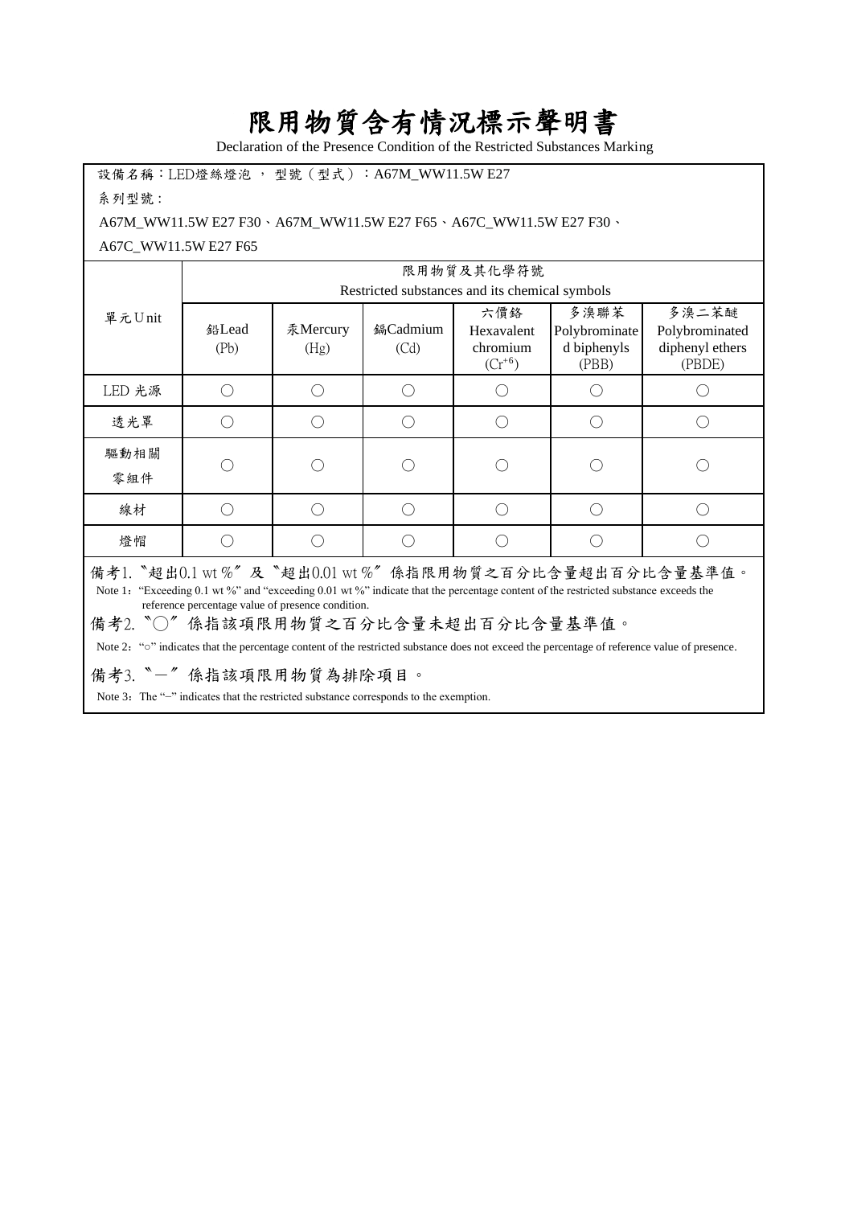# 限用物質含有情況標示聲明書

Declaration of the Presence Condition of the Restricted Substances Marking

設備名稱：LED燈絲燈泡 ， 型號（型式）：A67M_WW11.5W E27

系列型號：

A67M_WW11.5W E27 F30、A67M_WW11.5W E27 F65、A67C_WW11.5W E27 F30、

A67C_WW11.5W E27 F65

| 單元Unit | 限用物質及其化學符號 Restricted substances and its chemical symbols | | | | | |
|---|---|---|---|---|---|---|
| | 鉛Lead (Pb) | 汞Mercury (Hg) | 鎘Cadmium (Cd) | 六價鉻 Hexavalent chromium ($Cr^{+6}$) | 多溴聯苯 Polybrominated biphenyls (PBB) | 多溴二苯醚 Polybrominated diphenyl ethers (PBDE) |
| LED 光源 | ○ | ○ | ○ | ○ | ○ | ○ |
| 透光罩 | ○ | ○ | ○ | ○ | ○ | ○ |
| 驅動相關零組件 | ○ | ○ | ○ | ○ | ○ | ○ |
| 線材 | ○ | ○ | ○ | ○ | ○ | ○ |
| 燈帽 | ○ | ○ | ○ | ○ | ○ | ○ |

備考1. 〝超出0.1 wt %〞及〝超出0.01 wt %〞係指限用物質之百分比含量超出百分比含量基準值。

Note 1："Exceeding 0.1 wt %" and "exceeding 0.01 wt %" indicate that the percentage content of the restricted substance exceeds the reference percentage value of presence condition.

備考2. 〝○〞係指該項限用物質之百分比含量未超出百分比含量基準值。

Note 2："○" indicates that the percentage content of the restricted substance does not exceed the percentage of reference value of presence.

備考3. 〝－〞係指該項限用物質為排除項目。

Note 3：The "−" indicates that the restricted substance corresponds to the exemption.